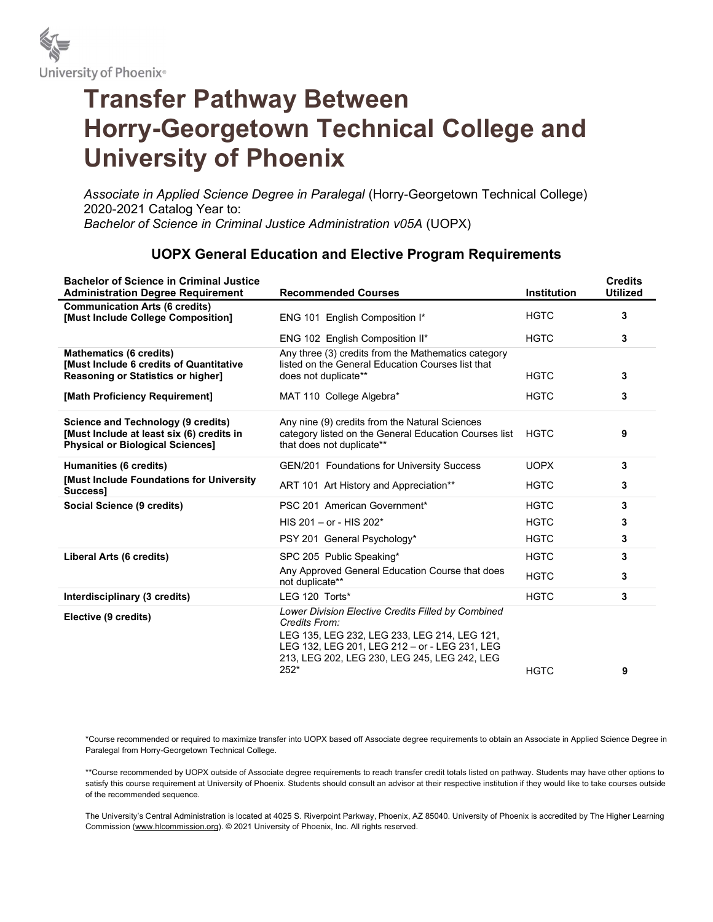University of Phoenix®

# Transfer Pathway Between Horry-Georgetown Technical College and University of Phoenix

*Associate in Applied Science Degree in Paralegal* (Horry-Georgetown Technical College) 2020-2021 Catalog Year to:
*Bachelor of Science in Criminal Justice Administration v05A* (UOPX)

## UOPX General Education and Elective Program Requirements

| Bachelor of Science in Criminal Justice Administration Degree Requirement | Recommended Courses | Institution | Credits Utilized |
|---|---|---|---|
| **Communication Arts (6 credits) [Must Include College Composition]** | ENG 101 English Composition I* | HGTC | 3 |
| | ENG 102 English Composition II* | HGTC | 3 |
| **Mathematics (6 credits) [Must Include 6 credits of Quantitative Reasoning or Statistics or higher]** | Any three (3) credits from the Mathematics category listed on the General Education Courses list that does not duplicate** | HGTC | 3 |
| **[Math Proficiency Requirement]** | MAT 110 College Algebra* | HGTC | 3 |
| **Science and Technology (9 credits) [Must Include at least six (6) credits in Physical or Biological Sciences]** | Any nine (9) credits from the Natural Sciences category listed on the General Education Courses list that does not duplicate** | HGTC | 9 |
| **Humanities (6 credits)** | GEN/201 Foundations for University Success | UOPX | 3 |
| **[Must Include Foundations for University Success]** | ART 101 Art History and Appreciation** | HGTC | 3 |
| **Social Science (9 credits)** | PSC 201 American Government* | HGTC | 3 |
| | HIS 201 – or - HIS 202* | HGTC | 3 |
| | PSY 201 General Psychology* | HGTC | 3 |
| **Liberal Arts (6 credits)** | SPC 205 Public Speaking* | HGTC | 3 |
| | Any Approved General Education Course that does not duplicate** | HGTC | 3 |
| **Interdisciplinary (3 credits)** | LEG 120 Torts* | HGTC | 3 |
| **Elective (9 credits)** | *Lower Division Elective Credits Filled by Combined Credits From:* LEG 135, LEG 232, LEG 233, LEG 214, LEG 121, LEG 132, LEG 201, LEG 212 – or - LEG 231, LEG 213, LEG 202, LEG 230, LEG 245, LEG 242, LEG 252* | HGTC | 9 |

*Course recommended or required to maximize transfer into UOPX based off Associate degree requirements to obtain an Associate in Applied Science Degree in Paralegal from Horry-Georgetown Technical College.

**Course recommended by UOPX outside of Associate degree requirements to reach transfer credit totals listed on pathway. Students may have other options to satisfy this course requirement at University of Phoenix. Students should consult an advisor at their respective institution if they would like to take courses outside of the recommended sequence.

The University's Central Administration is located at 4025 S. Riverpoint Parkway, Phoenix, AZ 85040. University of Phoenix is accredited by The Higher Learning Commission (www.hlcommission.org). © 2021 University of Phoenix, Inc. All rights reserved.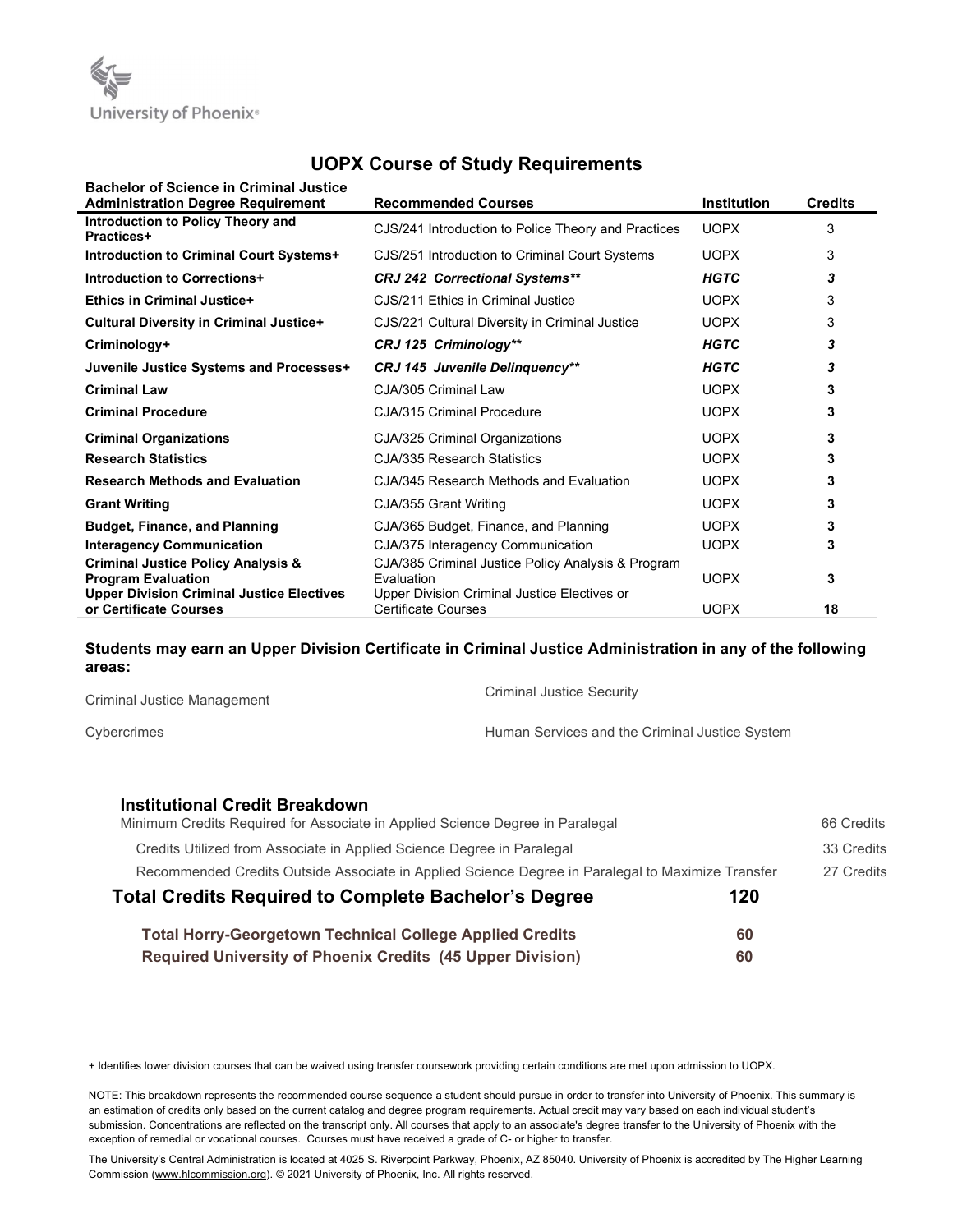University of Phoenix®

## UOPX Course of Study Requirements

| Bachelor of Science in Criminal Justice Administration Degree Requirement | Recommended Courses | Institution | Credits |
|---|---|---|---|
| **Introduction to Policy Theory and Practices+** | CJS/241 Introduction to Police Theory and Practices | UOPX | 3 |
| **Introduction to Criminal Court Systems+** | CJS/251 Introduction to Criminal Court Systems | UOPX | 3 |
| **Introduction to Corrections+** | ***CRJ 242 Correctional Systems*** | ***HGTC*** | ***3*** |
| **Ethics in Criminal Justice+** | CJS/211 Ethics in Criminal Justice | UOPX | 3 |
| **Cultural Diversity in Criminal Justice+** | CJS/221 Cultural Diversity in Criminal Justice | UOPX | 3 |
| **Criminology+** | ***CRJ 125 Criminology*** | ***HGTC*** | ***3*** |
| **Juvenile Justice Systems and Processes+** | ***CRJ 145 Juvenile Delinquency*** | ***HGTC*** | ***3*** |
| **Criminal Law** | CJA/305 Criminal Law | UOPX | **3** |
| **Criminal Procedure** | CJA/315 Criminal Procedure | UOPX | **3** |
| **Criminal Organizations** | CJA/325 Criminal Organizations | UOPX | **3** |
| **Research Statistics** | CJA/335 Research Statistics | UOPX | **3** |
| **Research Methods and Evaluation** | CJA/345 Research Methods and Evaluation | UOPX | **3** |
| **Grant Writing** | CJA/355 Grant Writing | UOPX | **3** |
| **Budget, Finance, and Planning** | CJA/365 Budget, Finance, and Planning | UOPX | **3** |
| **Interagency Communication** | CJA/375 Interagency Communication | UOPX | **3** |
| **Criminal Justice Policy Analysis & Program Evaluation** | CJA/385 Criminal Justice Policy Analysis & Program Evaluation | UOPX | **3** |
| **Upper Division Criminal Justice Electives or Certificate Courses** | Upper Division Criminal Justice Electives or Certificate Courses | UOPX | **18** |

**Students may earn an Upper Division Certificate in Criminal Justice Administration in any of the following areas:**

- Criminal Justice Management
- Criminal Justice Security
- Cybercrimes
- Human Services and the Criminal Justice System

### Institutional Credit Breakdown

| | |
|---|---|
| Minimum Credits Required for Associate in Applied Science Degree in Paralegal | 66 Credits |
| Credits Utilized from Associate in Applied Science Degree in Paralegal | 33 Credits |
| Recommended Credits Outside Associate in Applied Science Degree in Paralegal to Maximize Transfer | 27 Credits |

**Total Credits Required to Complete Bachelor's Degree 120**

**Total Horry-Georgetown Technical College Applied Credits 60**

**Required University of Phoenix Credits (45 Upper Division) 60**

+ Identifies lower division courses that can be waived using transfer coursework providing certain conditions are met upon admission to UOPX.

NOTE: This breakdown represents the recommended course sequence a student should pursue in order to transfer into University of Phoenix. This summary is an estimation of credits only based on the current catalog and degree program requirements. Actual credit may vary based on each individual student's submission. Concentrations are reflected on the transcript only. All courses that apply to an associate's degree transfer to the University of Phoenix with the exception of remedial or vocational courses. Courses must have received a grade of C- or higher to transfer.

The University's Central Administration is located at 4025 S. Riverpoint Parkway, Phoenix, AZ 85040. University of Phoenix is accredited by The Higher Learning Commission (www.hlcommission.org). © 2021 University of Phoenix, Inc. All rights reserved.